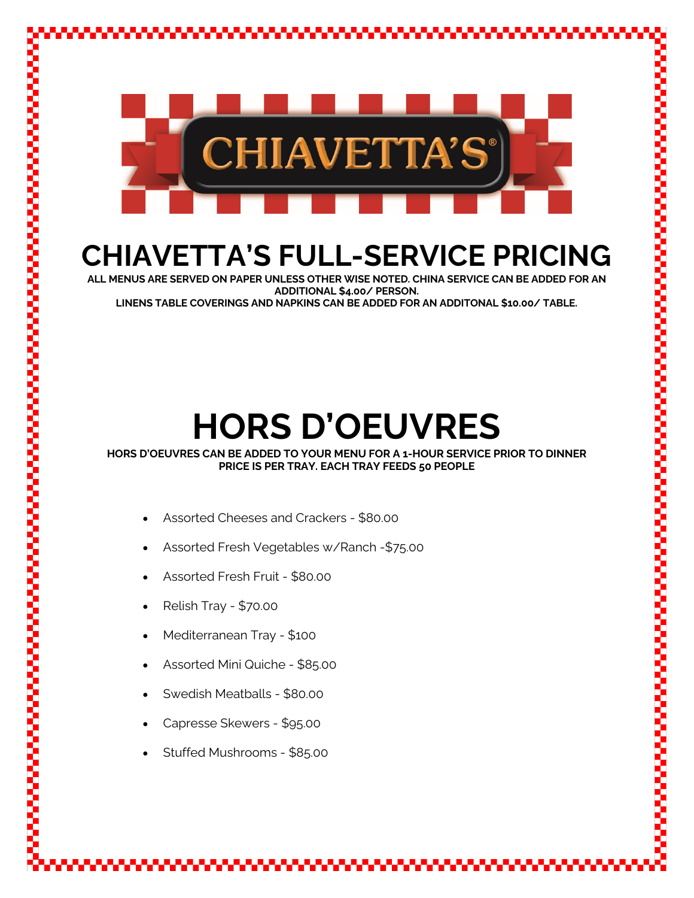# CHIAVETTA'S FULL-SERVICE PRICING

**ALL MENUS ARE SERVED ON PAPER UNLESS OTHER WISE NOTED. CHINA SERVICE CAN BE ADDED FOR AN ADDITIONAL $4.00/ PERSON.**
**LINENS TABLE COVERINGS AND NAPKINS CAN BE ADDED FOR AN ADDITONAL $10.00/ TABLE.**

# HORS D'OEUVRES

**HORS D'OEUVRES CAN BE ADDED TO YOUR MENU FOR A 1-HOUR SERVICE PRIOR TO DINNER**
**PRICE IS PER TRAY. EACH TRAY FEEDS 50 PEOPLE**

- Assorted Cheeses and Crackers - $80.00
- Assorted Fresh Vegetables w/Ranch -$75.00
- Assorted Fresh Fruit - $80.00
- Relish Tray - $70.00
- Mediterranean Tray - $100
- Assorted Mini Quiche - $85.00
- Swedish Meatballs - $80.00
- Capresse Skewers - $95.00
- Stuffed Mushrooms - $85.00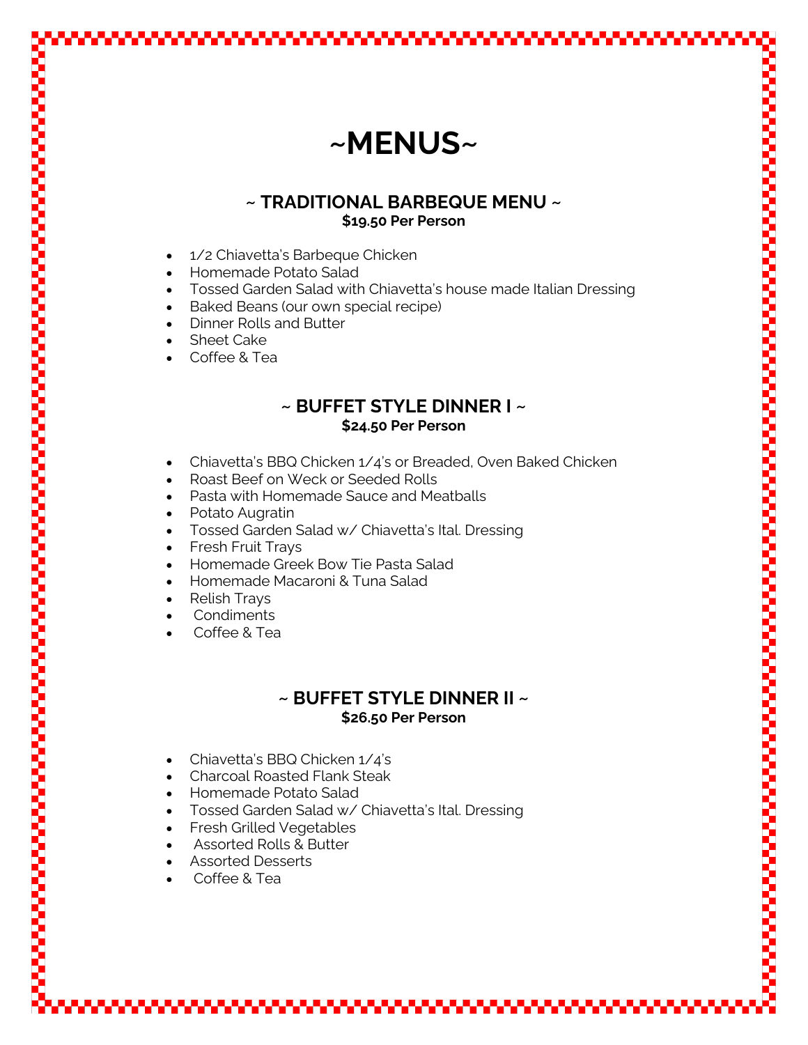# ~MENUS~

## ~ TRADITIONAL BARBEQUE MENU ~

**$19.50 Per Person**

- 1/2 Chiavetta's Barbeque Chicken
- Homemade Potato Salad
- Tossed Garden Salad with Chiavetta's house made Italian Dressing
- Baked Beans (our own special recipe)
- Dinner Rolls and Butter
- Sheet Cake
- Coffee & Tea

## ~ BUFFET STYLE DINNER I ~

**$24.50 Per Person**

- Chiavetta's BBQ Chicken 1/4's or Breaded, Oven Baked Chicken
- Roast Beef on Weck or Seeded Rolls
- Pasta with Homemade Sauce and Meatballs
- Potato Augratin
- Tossed Garden Salad w/ Chiavetta's Ital. Dressing
- Fresh Fruit Trays
- Homemade Greek Bow Tie Pasta Salad
- Homemade Macaroni & Tuna Salad
- Relish Trays
- Condiments
- Coffee & Tea

## ~ BUFFET STYLE DINNER II ~

**$26.50 Per Person**

- Chiavetta's BBQ Chicken 1/4's
- Charcoal Roasted Flank Steak
- Homemade Potato Salad
- Tossed Garden Salad w/ Chiavetta's Ital. Dressing
- Fresh Grilled Vegetables
- Assorted Rolls & Butter
- Assorted Desserts
- Coffee & Tea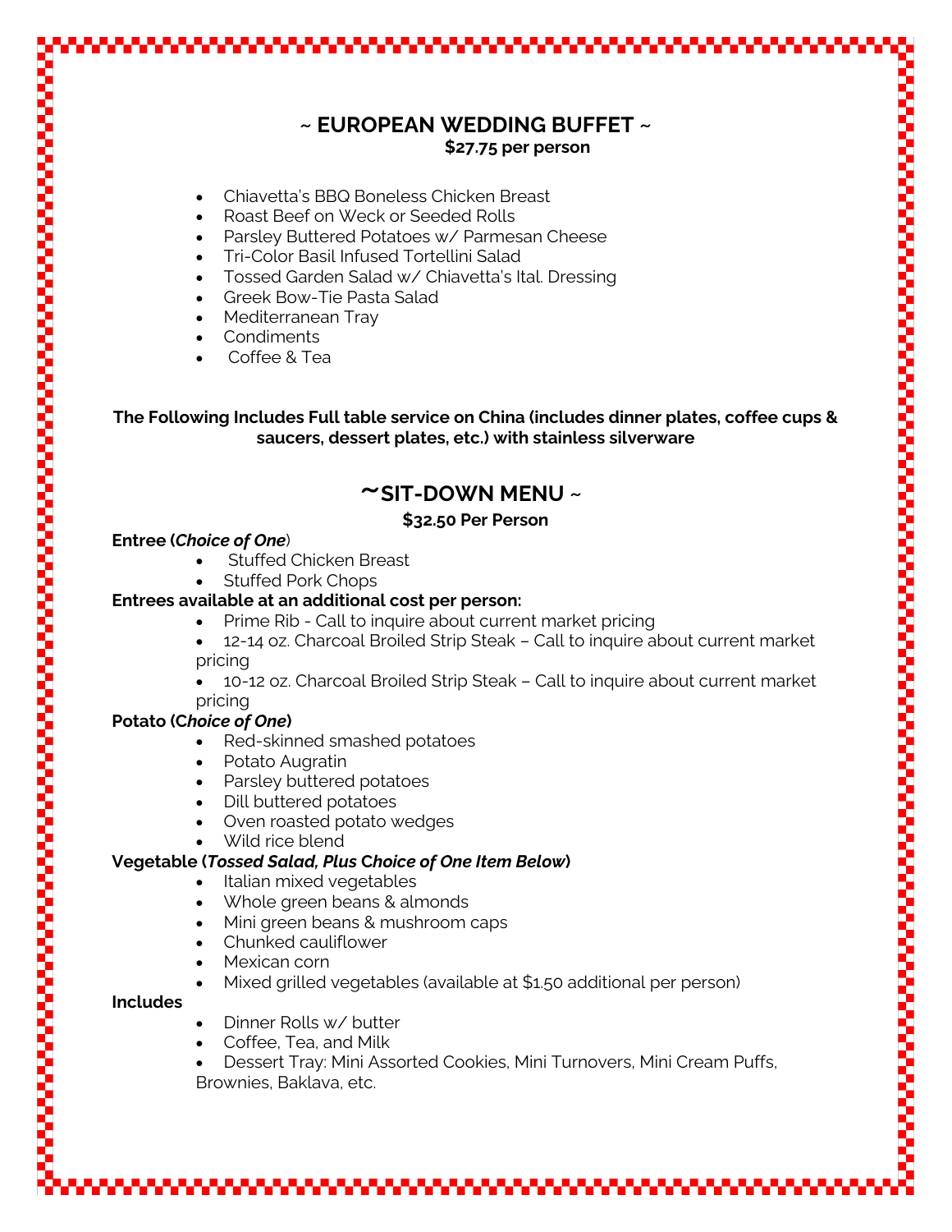## ~ EUROPEAN WEDDING BUFFET ~

**$27.75 per person**

- Chiavetta's BBQ Boneless Chicken Breast
- Roast Beef on Weck or Seeded Rolls
- Parsley Buttered Potatoes w/ Parmesan Cheese
- Tri-Color Basil Infused Tortellini Salad
- Tossed Garden Salad w/ Chiavetta's Ital. Dressing
- Greek Bow-Tie Pasta Salad
- Mediterranean Tray
- Condiments
- Coffee & Tea

**The Following Includes Full table service on China (includes dinner plates, coffee cups & saucers, dessert plates, etc.) with stainless silverware**

## ~SIT-DOWN MENU ~

**$32.50 Per Person**

**Entree (*Choice of One*)**

- Stuffed Chicken Breast
- Stuffed Pork Chops

**Entrees available at an additional cost per person:**

- Prime Rib - Call to inquire about current market pricing
- 12-14 oz. Charcoal Broiled Strip Steak – Call to inquire about current market pricing
- 10-12 oz. Charcoal Broiled Strip Steak – Call to inquire about current market pricing

**Potato (*Choice of One*)**

- Red-skinned smashed potatoes
- Potato Augratin
- Parsley buttered potatoes
- Dill buttered potatoes
- Oven roasted potato wedges
- Wild rice blend

**Vegetable (*Tossed Salad, Plus Choice of One Item Below*)**

- Italian mixed vegetables
- Whole green beans & almonds
- Mini green beans & mushroom caps
- Chunked cauliflower
- Mexican corn
- Mixed grilled vegetables (available at $1.50 additional per person)

**Includes**

- Dinner Rolls w/ butter
- Coffee, Tea, and Milk
- Dessert Tray: Mini Assorted Cookies, Mini Turnovers, Mini Cream Puffs, Brownies, Baklava, etc.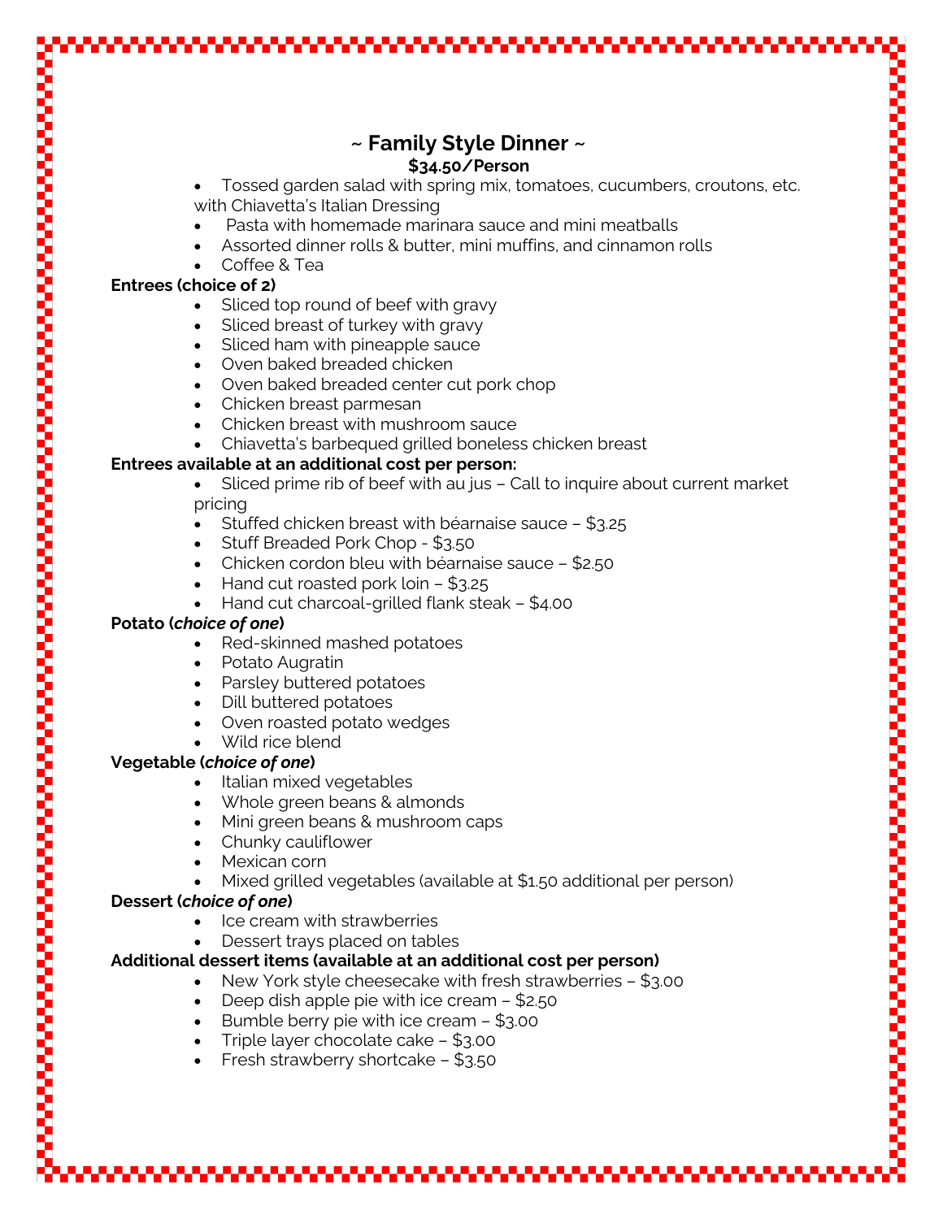## ~ Family Style Dinner ~

**$34.50/Person**

- Tossed garden salad with spring mix, tomatoes, cucumbers, croutons, etc. with Chiavetta's Italian Dressing
- Pasta with homemade marinara sauce and mini meatballs
- Assorted dinner rolls & butter, mini muffins, and cinnamon rolls
- Coffee & Tea

**Entrees (choice of 2)**

- Sliced top round of beef with gravy
- Sliced breast of turkey with gravy
- Sliced ham with pineapple sauce
- Oven baked breaded chicken
- Oven baked breaded center cut pork chop
- Chicken breast parmesan
- Chicken breast with mushroom sauce
- Chiavetta's barbequed grilled boneless chicken breast

**Entrees available at an additional cost per person:**

- Sliced prime rib of beef with au jus – Call to inquire about current market pricing
- Stuffed chicken breast with béarnaise sauce – $3.25
- Stuff Breaded Pork Chop - $3.50
- Chicken cordon bleu with béarnaise sauce – $2.50
- Hand cut roasted pork loin – $3.25
- Hand cut charcoal-grilled flank steak – $4.00

**Potato (*choice of one*)**

- Red-skinned mashed potatoes
- Potato Augratin
- Parsley buttered potatoes
- Dill buttered potatoes
- Oven roasted potato wedges
- Wild rice blend

**Vegetable (*choice of one*)**

- Italian mixed vegetables
- Whole green beans & almonds
- Mini green beans & mushroom caps
- Chunky cauliflower
- Mexican corn
- Mixed grilled vegetables (available at $1.50 additional per person)

**Dessert (*choice of one*)**

- Ice cream with strawberries
- Dessert trays placed on tables

**Additional dessert items (available at an additional cost per person)**

- New York style cheesecake with fresh strawberries – $3.00
- Deep dish apple pie with ice cream – $2.50
- Bumble berry pie with ice cream – $3.00
- Triple layer chocolate cake – $3.00
- Fresh strawberry shortcake – $3.50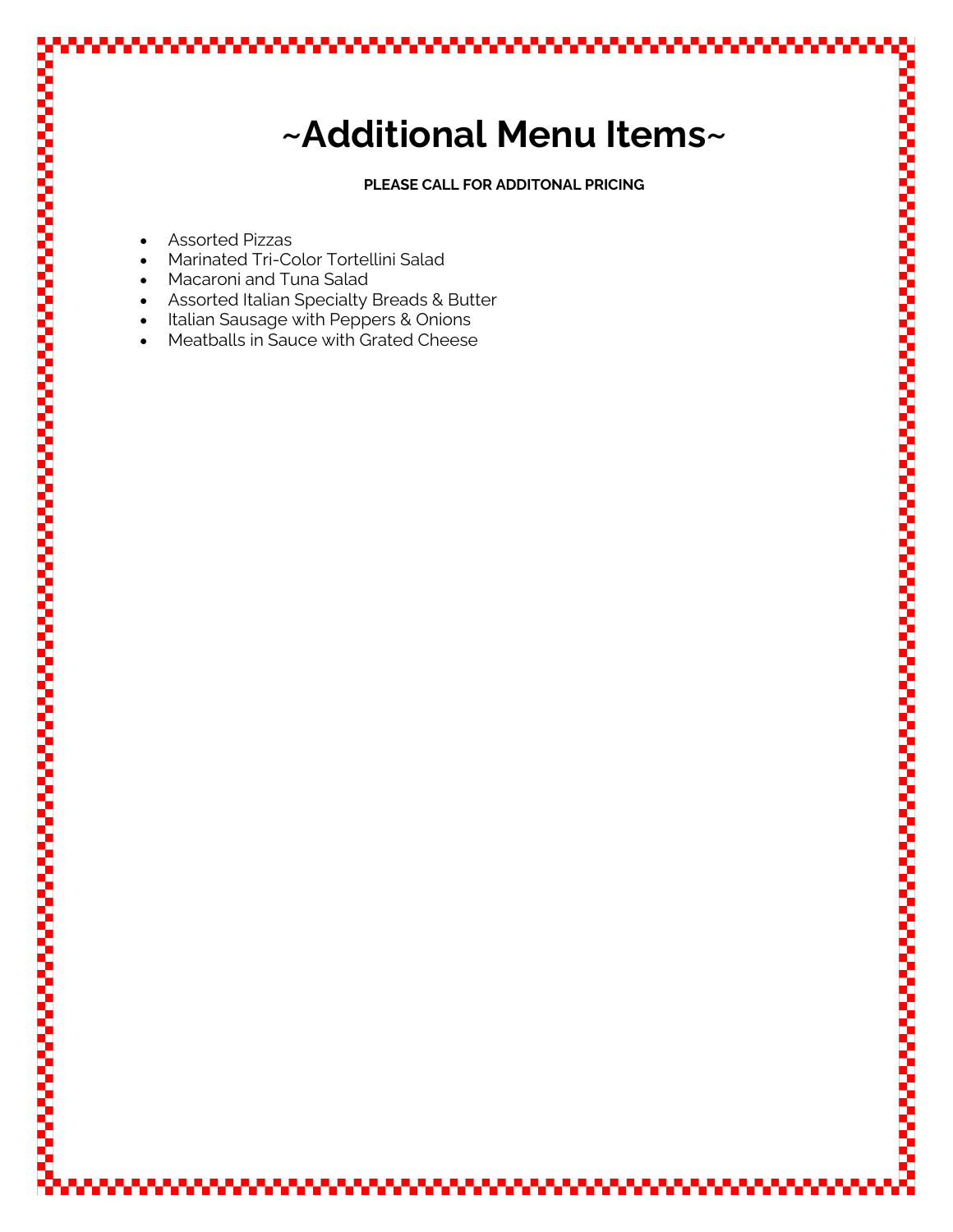# ~Additional Menu Items~

**PLEASE CALL FOR ADDITONAL PRICING**

- Assorted Pizzas
- Marinated Tri-Color Tortellini Salad
- Macaroni and Tuna Salad
- Assorted Italian Specialty Breads & Butter
- Italian Sausage with Peppers & Onions
- Meatballs in Sauce with Grated Cheese